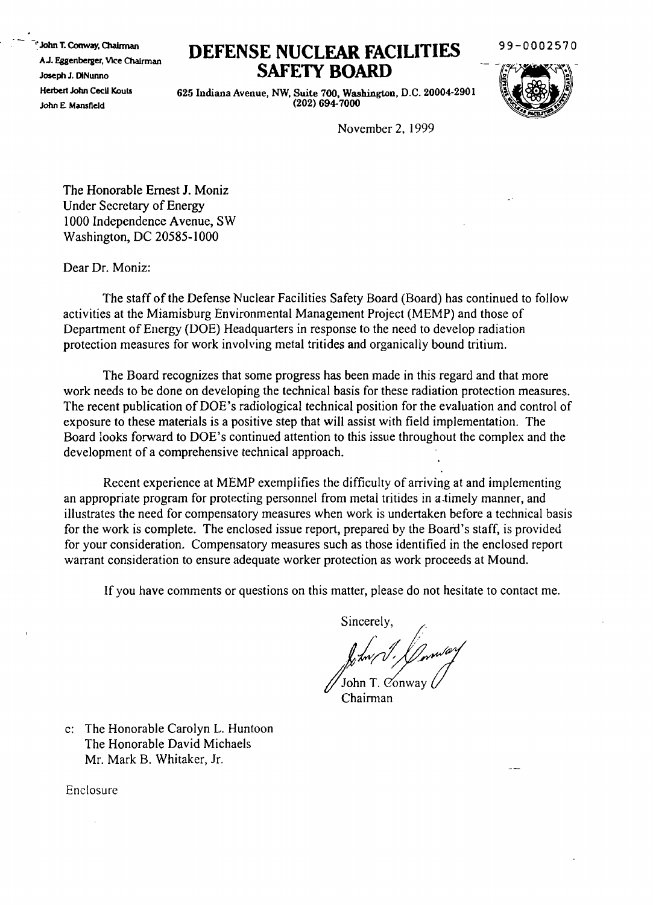John T. Conway, Chairman
A.J. Eggenberger, Vice Chairman
Joseph J. DiNunno
Herbert John Cecil Kouts
John E. Mansfield

# DEFENSE NUCLEAR FACILITIES SAFETY BOARD

625 Indiana Avenue, NW, Suite 700, Washington, D.C. 20004-2901
(202) 694-7000

99-0002570

November 2, 1999

The Honorable Ernest J. Moniz
Under Secretary of Energy
1000 Independence Avenue, SW
Washington, DC 20585-1000

Dear Dr. Moniz:

The staff of the Defense Nuclear Facilities Safety Board (Board) has continued to follow activities at the Miamisburg Environmental Management Project (MEMP) and those of Department of Energy (DOE) Headquarters in response to the need to develop radiation protection measures for work involving metal tritides and organically bound tritium.

The Board recognizes that some progress has been made in this regard and that more work needs to be done on developing the technical basis for these radiation protection measures. The recent publication of DOE's radiological technical position for the evaluation and control of exposure to these materials is a positive step that will assist with field implementation. The Board looks forward to DOE's continued attention to this issue throughout the complex and the development of a comprehensive technical approach.

Recent experience at MEMP exemplifies the difficulty of arriving at and implementing an appropriate program for protecting personnel from metal tritides in a timely manner, and illustrates the need for compensatory measures when work is undertaken before a technical basis for the work is complete. The enclosed issue report, prepared by the Board's staff, is provided for your consideration. Compensatory measures such as those identified in the enclosed report warrant consideration to ensure adequate worker protection as work proceeds at Mound.

If you have comments or questions on this matter, please do not hesitate to contact me.

Sincerely,

John T. Conway
Chairman

c: The Honorable Carolyn L. Huntoon
The Honorable David Michaels
Mr. Mark B. Whitaker, Jr.

Enclosure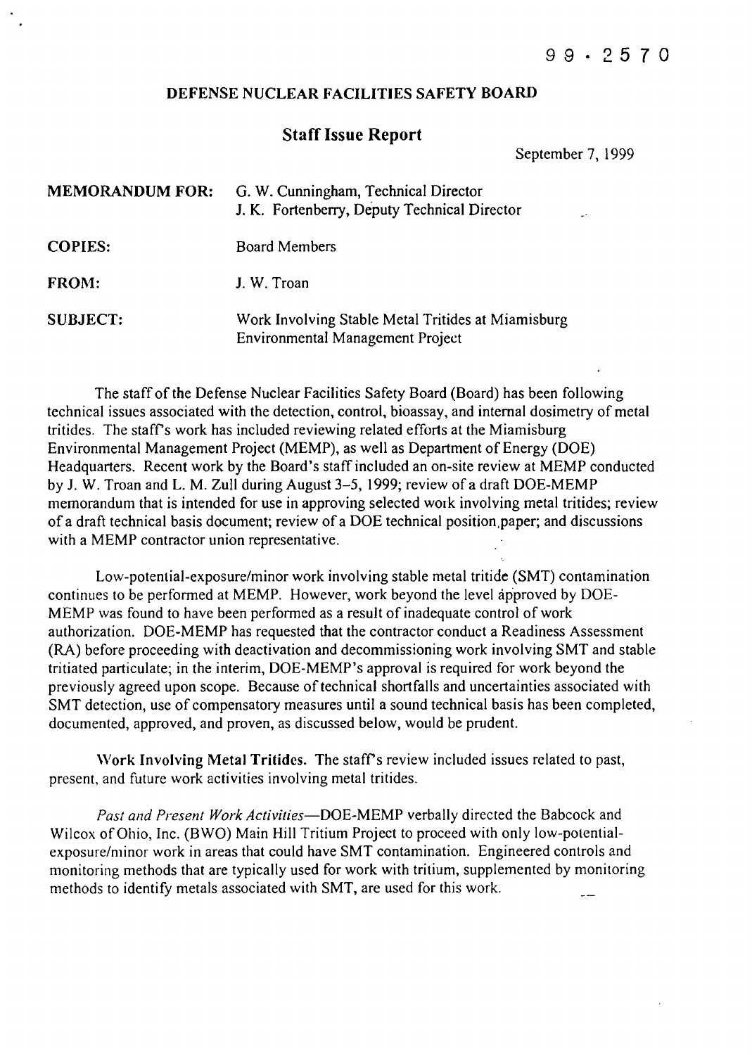99 - 2570

**DEFENSE NUCLEAR FACILITIES SAFETY BOARD**

**Staff Issue Report**

September 7, 1999

| | |
|---|---|
| **MEMORANDUM FOR:** | G. W. Cunningham, Technical Director<br>J. K. Fortenberry, Deputy Technical Director |
| **COPIES:** | Board Members |
| **FROM:** | J. W. Troan |
| **SUBJECT:** | Work Involving Stable Metal Tritides at Miamisburg Environmental Management Project |

The staff of the Defense Nuclear Facilities Safety Board (Board) has been following technical issues associated with the detection, control, bioassay, and internal dosimetry of metal tritides. The staff's work has included reviewing related efforts at the Miamisburg Environmental Management Project (MEMP), as well as Department of Energy (DOE) Headquarters. Recent work by the Board's staff included an on-site review at MEMP conducted by J. W. Troan and L. M. Zull during August 3–5, 1999; review of a draft DOE-MEMP memorandum that is intended for use in approving selected work involving metal tritides; review of a draft technical basis document; review of a DOE technical position paper; and discussions with a MEMP contractor union representative.

Low-potential-exposure/minor work involving stable metal tritide (SMT) contamination continues to be performed at MEMP. However, work beyond the level approved by DOE-MEMP was found to have been performed as a result of inadequate control of work authorization. DOE-MEMP has requested that the contractor conduct a Readiness Assessment (RA) before proceeding with deactivation and decommissioning work involving SMT and stable tritiated particulate; in the interim, DOE-MEMP's approval is required for work beyond the previously agreed upon scope. Because of technical shortfalls and uncertainties associated with SMT detection, use of compensatory measures until a sound technical basis has been completed, documented, approved, and proven, as discussed below, would be prudent.

**Work Involving Metal Tritides.** The staff's review included issues related to past, present, and future work activities involving metal tritides.

*Past and Present Work Activities*—DOE-MEMP verbally directed the Babcock and Wilcox of Ohio, Inc. (BWO) Main Hill Tritium Project to proceed with only low-potential-exposure/minor work in areas that could have SMT contamination. Engineered controls and monitoring methods that are typically used for work with tritium, supplemented by monitoring methods to identify metals associated with SMT, are used for this work.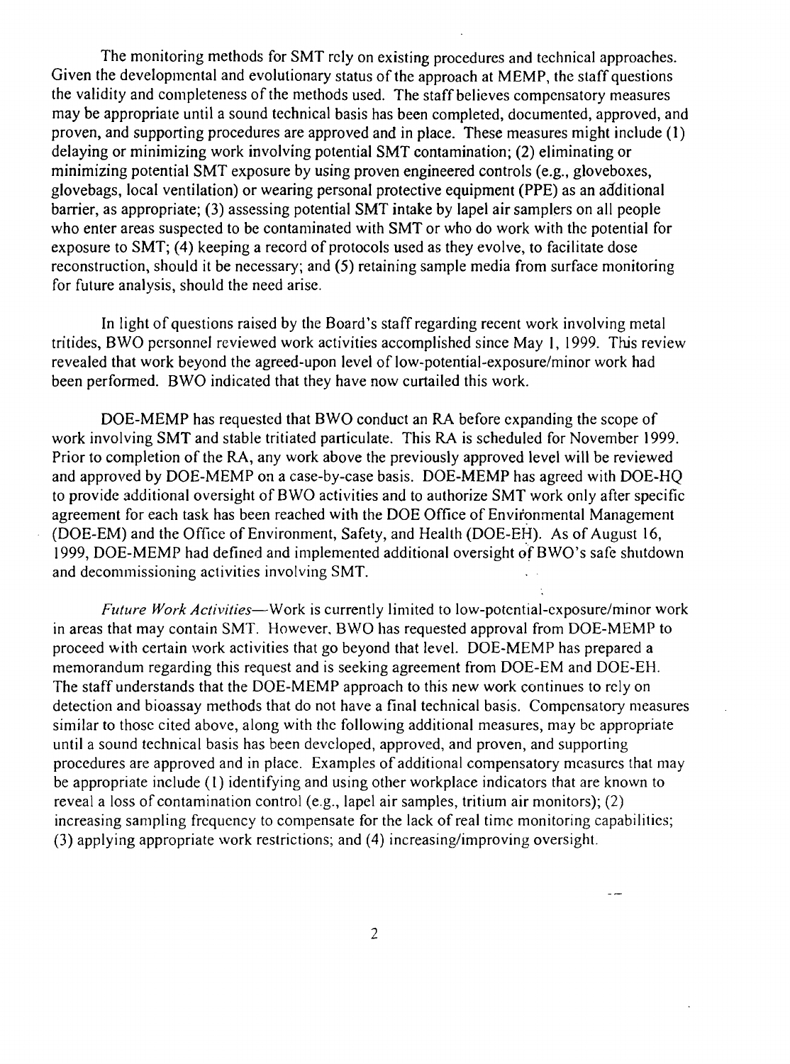The monitoring methods for SMT rely on existing procedures and technical approaches. Given the developmental and evolutionary status of the approach at MEMP, the staff questions the validity and completeness of the methods used. The staff believes compensatory measures may be appropriate until a sound technical basis has been completed, documented, approved, and proven, and supporting procedures are approved and in place. These measures might include (1) delaying or minimizing work involving potential SMT contamination; (2) eliminating or minimizing potential SMT exposure by using proven engineered controls (e.g., gloveboxes, glovebags, local ventilation) or wearing personal protective equipment (PPE) as an additional barrier, as appropriate; (3) assessing potential SMT intake by lapel air samplers on all people who enter areas suspected to be contaminated with SMT or who do work with the potential for exposure to SMT; (4) keeping a record of protocols used as they evolve, to facilitate dose reconstruction, should it be necessary; and (5) retaining sample media from surface monitoring for future analysis, should the need arise.

In light of questions raised by the Board's staff regarding recent work involving metal tritides, BWO personnel reviewed work activities accomplished since May 1, 1999. This review revealed that work beyond the agreed-upon level of low-potential-exposure/minor work had been performed. BWO indicated that they have now curtailed this work.

DOE-MEMP has requested that BWO conduct an RA before expanding the scope of work involving SMT and stable tritiated particulate. This RA is scheduled for November 1999. Prior to completion of the RA, any work above the previously approved level will be reviewed and approved by DOE-MEMP on a case-by-case basis. DOE-MEMP has agreed with DOE-HQ to provide additional oversight of BWO activities and to authorize SMT work only after specific agreement for each task has been reached with the DOE Office of Environmental Management (DOE-EM) and the Office of Environment, Safety, and Health (DOE-EH). As of August 16, 1999, DOE-MEMP had defined and implemented additional oversight of BWO's safe shutdown and decommissioning activities involving SMT.

*Future Work Activities*—Work is currently limited to low-potential-exposure/minor work in areas that may contain SMT. However, BWO has requested approval from DOE-MEMP to proceed with certain work activities that go beyond that level. DOE-MEMP has prepared a memorandum regarding this request and is seeking agreement from DOE-EM and DOE-EH. The staff understands that the DOE-MEMP approach to this new work continues to rely on detection and bioassay methods that do not have a final technical basis. Compensatory measures similar to those cited above, along with the following additional measures, may be appropriate until a sound technical basis has been developed, approved, and proven, and supporting procedures are approved and in place. Examples of additional compensatory measures that may be appropriate include (1) identifying and using other workplace indicators that are known to reveal a loss of contamination control (e.g., lapel air samples, tritium air monitors); (2) increasing sampling frequency to compensate for the lack of real time monitoring capabilities; (3) applying appropriate work restrictions; and (4) increasing/improving oversight.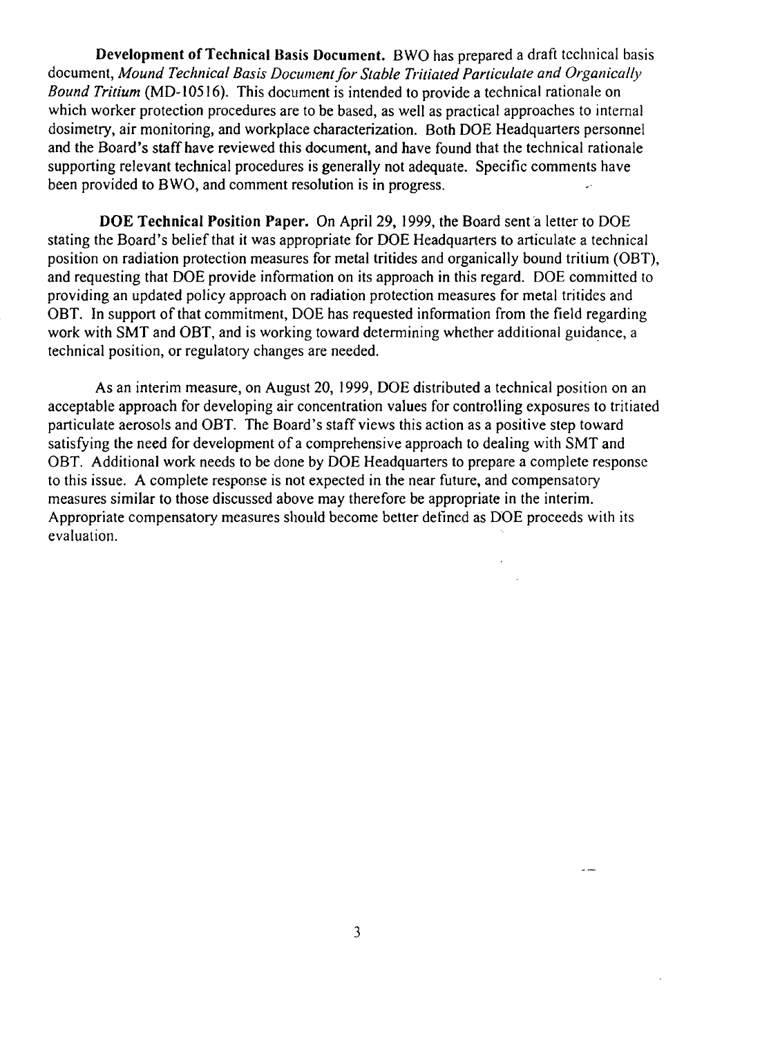**Development of Technical Basis Document.** BWO has prepared a draft technical basis document, *Mound Technical Basis Document for Stable Tritiated Particulate and Organically Bound Tritium* (MD-10516). This document is intended to provide a technical rationale on which worker protection procedures are to be based, as well as practical approaches to internal dosimetry, air monitoring, and workplace characterization. Both DOE Headquarters personnel and the Board's staff have reviewed this document, and have found that the technical rationale supporting relevant technical procedures is generally not adequate. Specific comments have been provided to BWO, and comment resolution is in progress.

**DOE Technical Position Paper.** On April 29, 1999, the Board sent a letter to DOE stating the Board's belief that it was appropriate for DOE Headquarters to articulate a technical position on radiation protection measures for metal tritides and organically bound tritium (OBT), and requesting that DOE provide information on its approach in this regard. DOE committed to providing an updated policy approach on radiation protection measures for metal tritides and OBT. In support of that commitment, DOE has requested information from the field regarding work with SMT and OBT, and is working toward determining whether additional guidance, a technical position, or regulatory changes are needed.

As an interim measure, on August 20, 1999, DOE distributed a technical position on an acceptable approach for developing air concentration values for controlling exposures to tritiated particulate aerosols and OBT. The Board's staff views this action as a positive step toward satisfying the need for development of a comprehensive approach to dealing with SMT and OBT. Additional work needs to be done by DOE Headquarters to prepare a complete response to this issue. A complete response is not expected in the near future, and compensatory measures similar to those discussed above may therefore be appropriate in the interim. Appropriate compensatory measures should become better defined as DOE proceeds with its evaluation.